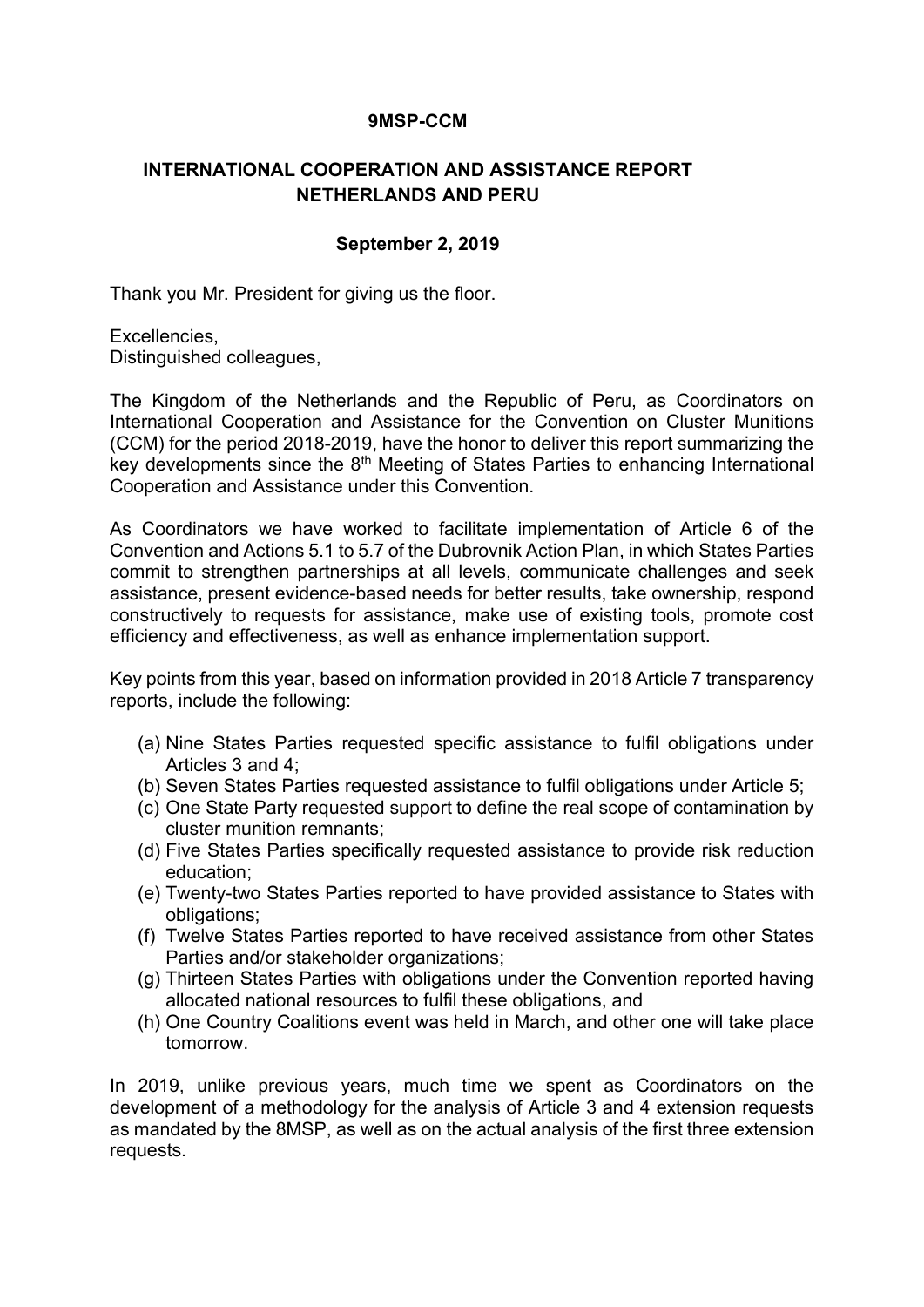**9MSP-CCM**

**INTERNATIONAL COOPERATION AND ASSISTANCE REPORT NETHERLANDS AND PERU**

**September 2, 2019**

Thank you Mr. President for giving us the floor.

Excellencies,
Distinguished colleagues,

The Kingdom of the Netherlands and the Republic of Peru, as Coordinators on International Cooperation and Assistance for the Convention on Cluster Munitions (CCM) for the period 2018-2019, have the honor to deliver this report summarizing the key developments since the 8th Meeting of States Parties to enhancing International Cooperation and Assistance under this Convention.

As Coordinators we have worked to facilitate implementation of Article 6 of the Convention and Actions 5.1 to 5.7 of the Dubrovnik Action Plan, in which States Parties commit to strengthen partnerships at all levels, communicate challenges and seek assistance, present evidence-based needs for better results, take ownership, respond constructively to requests for assistance, make use of existing tools, promote cost efficiency and effectiveness, as well as enhance implementation support.

Key points from this year, based on information provided in 2018 Article 7 transparency reports, include the following:

(a) Nine States Parties requested specific assistance to fulfil obligations under Articles 3 and 4;
(b) Seven States Parties requested assistance to fulfil obligations under Article 5;
(c) One State Party requested support to define the real scope of contamination by cluster munition remnants;
(d) Five States Parties specifically requested assistance to provide risk reduction education;
(e) Twenty-two States Parties reported to have provided assistance to States with obligations;
(f) Twelve States Parties reported to have received assistance from other States Parties and/or stakeholder organizations;
(g) Thirteen States Parties with obligations under the Convention reported having allocated national resources to fulfil these obligations, and
(h) One Country Coalitions event was held in March, and other one will take place tomorrow.

In 2019, unlike previous years, much time we spent as Coordinators on the development of a methodology for the analysis of Article 3 and 4 extension requests as mandated by the 8MSP, as well as on the actual analysis of the first three extension requests.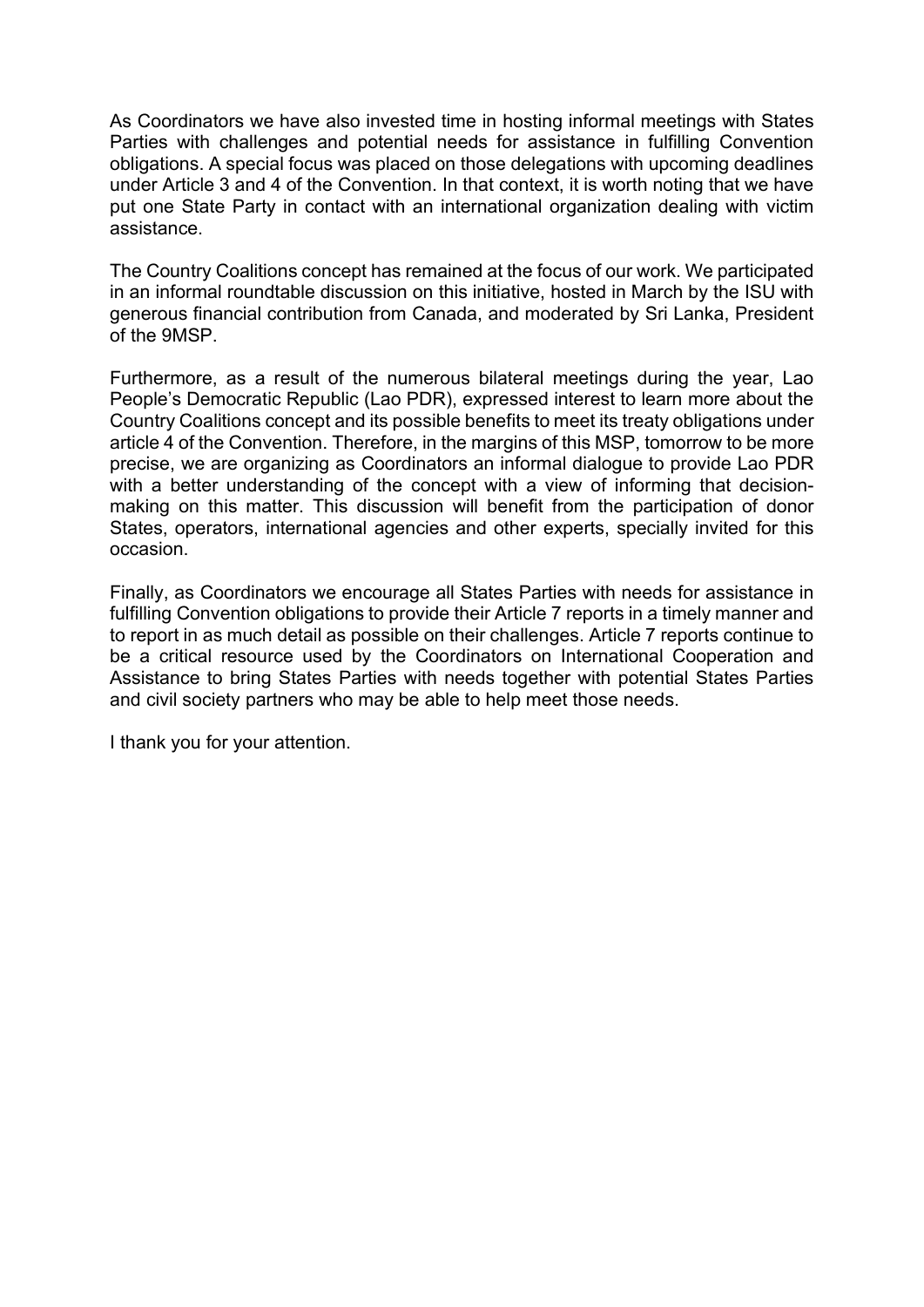As Coordinators we have also invested time in hosting informal meetings with States Parties with challenges and potential needs for assistance in fulfilling Convention obligations. A special focus was placed on those delegations with upcoming deadlines under Article 3 and 4 of the Convention. In that context, it is worth noting that we have put one State Party in contact with an international organization dealing with victim assistance.

The Country Coalitions concept has remained at the focus of our work. We participated in an informal roundtable discussion on this initiative, hosted in March by the ISU with generous financial contribution from Canada, and moderated by Sri Lanka, President of the 9MSP.

Furthermore, as a result of the numerous bilateral meetings during the year, Lao People's Democratic Republic (Lao PDR), expressed interest to learn more about the Country Coalitions concept and its possible benefits to meet its treaty obligations under article 4 of the Convention. Therefore, in the margins of this MSP, tomorrow to be more precise, we are organizing as Coordinators an informal dialogue to provide Lao PDR with a better understanding of the concept with a view of informing that decision-making on this matter. This discussion will benefit from the participation of donor States, operators, international agencies and other experts, specially invited for this occasion.

Finally, as Coordinators we encourage all States Parties with needs for assistance in fulfilling Convention obligations to provide their Article 7 reports in a timely manner and to report in as much detail as possible on their challenges. Article 7 reports continue to be a critical resource used by the Coordinators on International Cooperation and Assistance to bring States Parties with needs together with potential States Parties and civil society partners who may be able to help meet those needs.

I thank you for your attention.